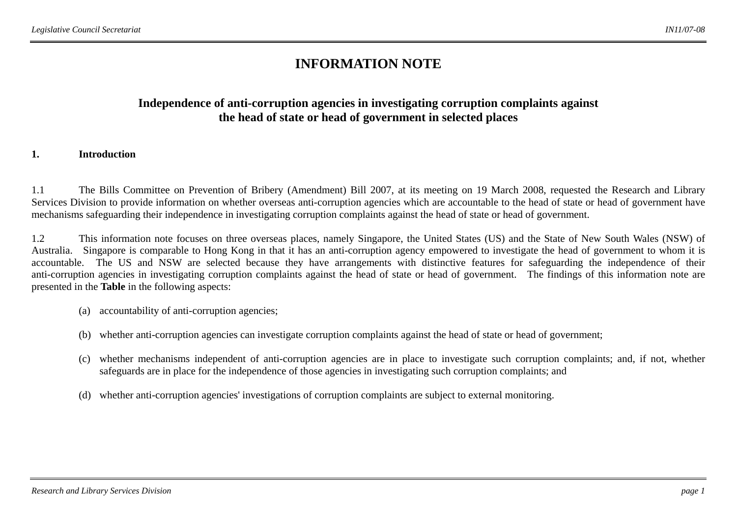# INFORMATION NOTE

## Independence of anti-corruption agencies in investigating corruption complaints against the head of state or head of government in selected places

### 1. Introduction

1.1 The Bills Committee on Prevention of Bribery (Amendment) Bill 2007, at its meeting on 19 March 2008, requested the Research and Library Services Division to provide information on whether overseas anti-corruption agencies which are accountable to the head of state or head of government have mechanisms safeguarding their independence in investigating corruption complaints against the head of state or head of government.

1.2 This information note focuses on three overseas places, namely Singapore, the United States (US) and the State of New South Wales (NSW) of Australia. Singapore is comparable to Hong Kong in that it has an anti-corruption agency empowered to investigate the head of government to whom it is accountable. The US and NSW are selected because they have arrangements with distinctive features for safeguarding the independence of their anti-corruption agencies in investigating corruption complaints against the head of state or head of government. The findings of this information note are presented in the **Table** in the following aspects:

(a) accountability of anti-corruption agencies;

(b) whether anti-corruption agencies can investigate corruption complaints against the head of state or head of government;

(c) whether mechanisms independent of anti-corruption agencies are in place to investigate such corruption complaints; and, if not, whether safeguards are in place for the independence of those agencies in investigating such corruption complaints; and

(d) whether anti-corruption agencies' investigations of corruption complaints are subject to external monitoring.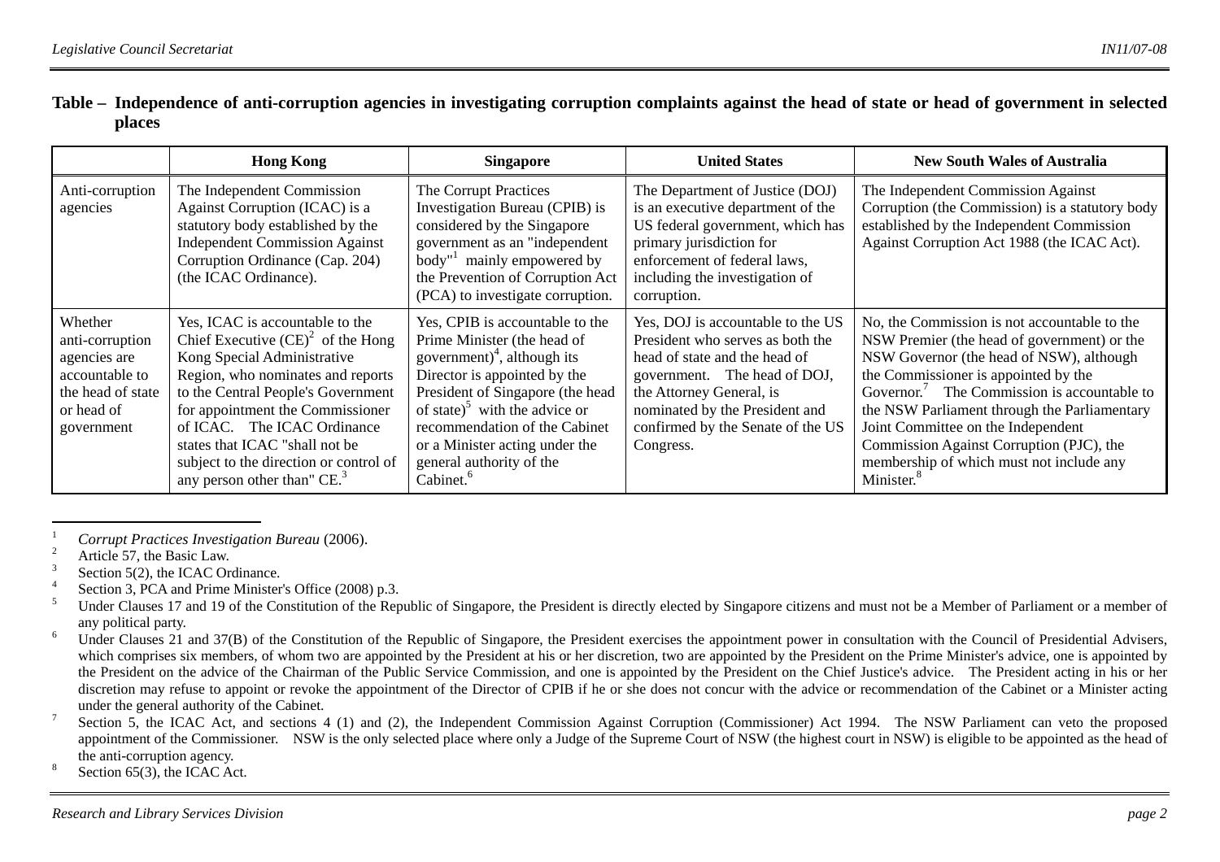**Table – Independence of anti-corruption agencies in investigating corruption complaints against the head of state or head of government in selected places**

| | Hong Kong | Singapore | United States | New South Wales of Australia |
|---|---|---|---|---|
| Anti-corruption agencies | The Independent Commission Against Corruption (ICAC) is a statutory body established by the Independent Commission Against Corruption Ordinance (Cap. 204) (the ICAC Ordinance). | The Corrupt Practices Investigation Bureau (CPIB) is considered by the Singapore government as an "independent body"[1] mainly empowered by the Prevention of Corruption Act (PCA) to investigate corruption. | The Department of Justice (DOJ) is an executive department of the US federal government, which has primary jurisdiction for enforcement of federal laws, including the investigation of corruption. | The Independent Commission Against Corruption (the Commission) is a statutory body established by the Independent Commission Against Corruption Act 1988 (the ICAC Act). |
| Whether anti-corruption agencies are accountable to the head of state or head of government | Yes, ICAC is accountable to the Chief Executive (CE)[2] of the Hong Kong Special Administrative Region, who nominates and reports to the Central People's Government for appointment the Commissioner of ICAC. The ICAC Ordinance states that ICAC "shall not be subject to the direction or control of any person other than" CE.[3] | Yes, CPIB is accountable to the Prime Minister (the head of government)[4], although its Director is appointed by the President of Singapore (the head of state)[5] with the advice or recommendation of the Cabinet or a Minister acting under the general authority of the Cabinet.[6] | Yes, DOJ is accountable to the US President who serves as both the head of state and the head of government. The head of DOJ, the Attorney General, is nominated by the President and confirmed by the Senate of the US Congress. | No, the Commission is not accountable to the NSW Premier (the head of government) or the NSW Governor (the head of NSW), although the Commissioner is appointed by the Governor.[7] The Commission is accountable to the NSW Parliament through the Parliamentary Joint Committee on the Independent Commission Against Corruption (PJC), the membership of which must not include any Minister.[8] |

---

1 *Corrupt Practices Investigation Bureau* (2006).

2 Article 57, the Basic Law.

3 Section 5(2), the ICAC Ordinance.

4 Section 3, PCA and Prime Minister's Office (2008) p.3.

5 Under Clauses 17 and 19 of the Constitution of the Republic of Singapore, the President is directly elected by Singapore citizens and must not be a Member of Parliament or a member of any political party.

6 Under Clauses 21 and 37(B) of the Constitution of the Republic of Singapore, the President exercises the appointment power in consultation with the Council of Presidential Advisers, which comprises six members, of whom two are appointed by the President at his or her discretion, two are appointed by the President on the Prime Minister's advice, one is appointed by the President on the advice of the Chairman of the Public Service Commission, and one is appointed by the President on the Chief Justice's advice. The President acting in his or her discretion may refuse to appoint or revoke the appointment of the Director of CPIB if he or she does not concur with the advice or recommendation of the Cabinet or a Minister acting under the general authority of the Cabinet.

7 Section 5, the ICAC Act, and sections 4 (1) and (2), the Independent Commission Against Corruption (Commissioner) Act 1994. The NSW Parliament can veto the proposed appointment of the Commissioner. NSW is the only selected place where only a Judge of the Supreme Court of NSW (the highest court in NSW) is eligible to be appointed as the head of the anti-corruption agency.

8 Section 65(3), the ICAC Act.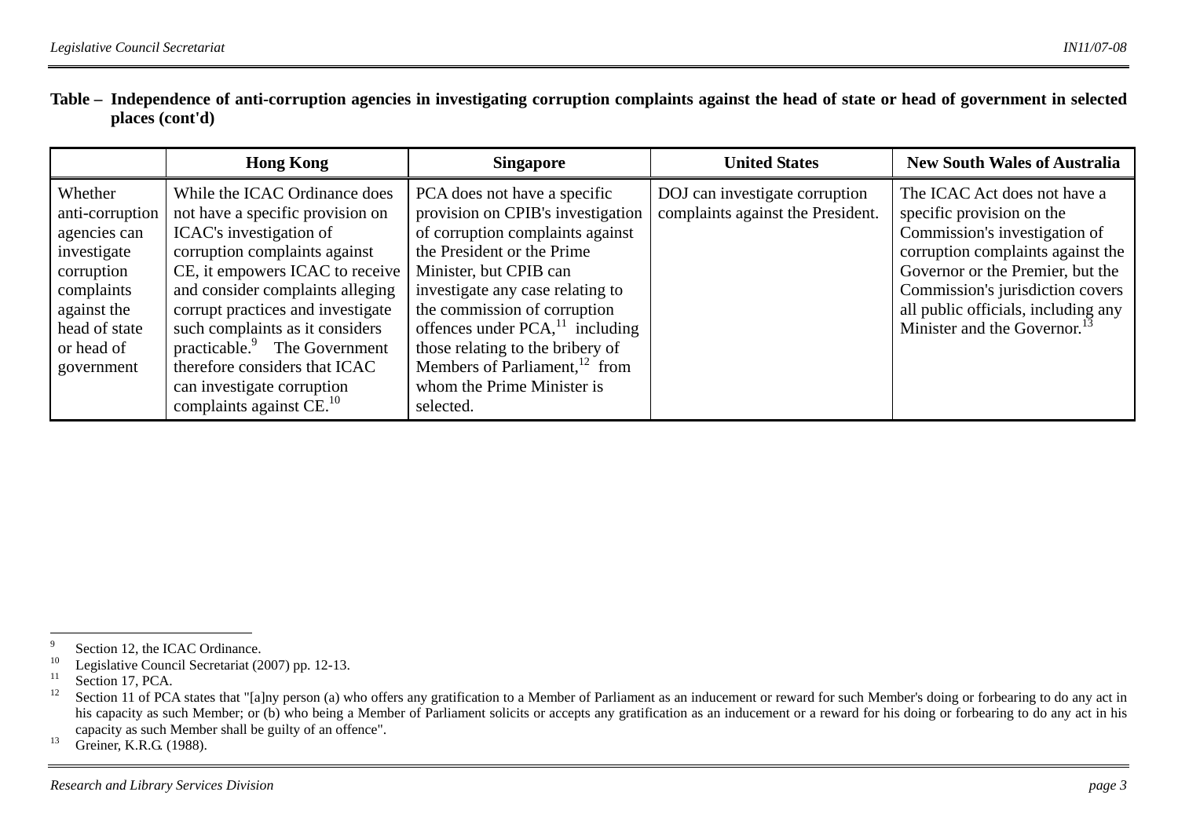**Table – Independence of anti-corruption agencies in investigating corruption complaints against the head of state or head of government in selected places (cont'd)**

| | Hong Kong | Singapore | United States | New South Wales of Australia |
|---|---|---|---|---|
| Whether anti-corruption agencies can investigate corruption complaints against the head of state or head of government | While the ICAC Ordinance does not have a specific provision on ICAC's investigation of corruption complaints against CE, it empowers ICAC to receive and consider complaints alleging corrupt practices and investigate such complaints as it considers practicable.[9] The Government therefore considers that ICAC can investigate corruption complaints against CE.[10] | PCA does not have a specific provision on CPIB's investigation of corruption complaints against the President or the Prime Minister, but CPIB can investigate any case relating to the commission of corruption offences under PCA,[11] including those relating to the bribery of Members of Parliament,[12] from whom the Prime Minister is selected. | DOJ can investigate corruption complaints against the President. | The ICAC Act does not have a specific provision on the Commission's investigation of corruption complaints against the Governor or the Premier, but the Commission's jurisdiction covers all public officials, including any Minister and the Governor.[13] |

---

[9] Section 12, the ICAC Ordinance.

[10] Legislative Council Secretariat (2007) pp. 12-13.

[11] Section 17, PCA.

[12] Section 11 of PCA states that "[a]ny person (a) who offers any gratification to a Member of Parliament as an inducement or reward for such Member's doing or forbearing to do any act in his capacity as such Member; or (b) who being a Member of Parliament solicits or accepts any gratification as an inducement or a reward for his doing or forbearing to do any act in his capacity as such Member shall be guilty of an offence".

[13] Greiner, K.R.G. (1988).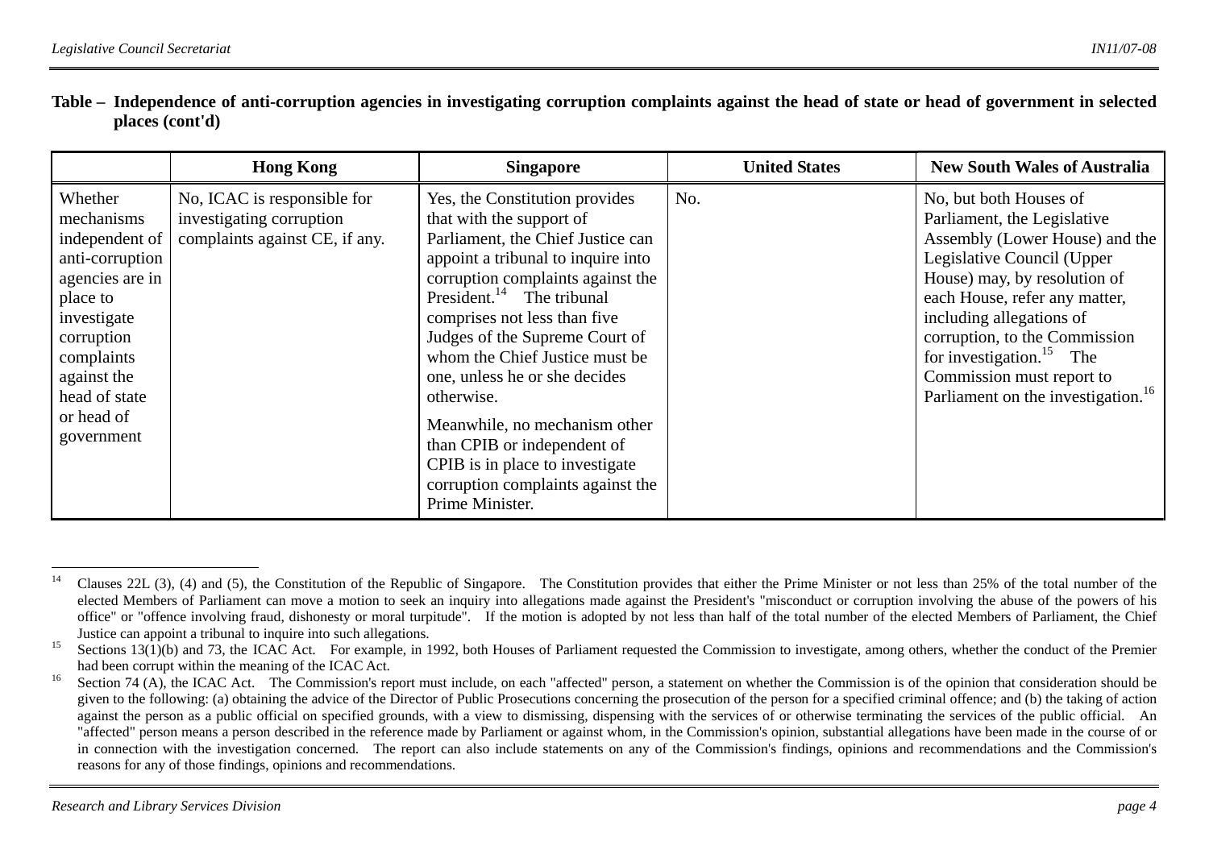**Table – Independence of anti-corruption agencies in investigating corruption complaints against the head of state or head of government in selected places (cont'd)**

| | Hong Kong | Singapore | United States | New South Wales of Australia |
|---|---|---|---|---|
| Whether mechanisms independent of anti-corruption agencies are in place to investigate corruption complaints against the head of state or head of government | No, ICAC is responsible for investigating corruption complaints against CE, if any. | Yes, the Constitution provides that with the support of Parliament, the Chief Justice can appoint a tribunal to inquire into corruption complaints against the President.[14] The tribunal comprises not less than five Judges of the Supreme Court of whom the Chief Justice must be one, unless he or she decides otherwise.<br><br>Meanwhile, no mechanism other than CPIB or independent of CPIB is in place to investigate corruption complaints against the Prime Minister. | No. | No, but both Houses of Parliament, the Legislative Assembly (Lower House) and the Legislative Council (Upper House) may, by resolution of each House, refer any matter, including allegations of corruption, to the Commission for investigation.[15] The Commission must report to Parliament on the investigation.[16] |

---

[14] Clauses 22L (3), (4) and (5), the Constitution of the Republic of Singapore. The Constitution provides that either the Prime Minister or not less than 25% of the total number of the elected Members of Parliament can move a motion to seek an inquiry into allegations made against the President's "misconduct or corruption involving the abuse of the powers of his office" or "offence involving fraud, dishonesty or moral turpitude". If the motion is adopted by not less than half of the total number of the elected Members of Parliament, the Chief Justice can appoint a tribunal to inquire into such allegations.

[15] Sections 13(1)(b) and 73, the ICAC Act. For example, in 1992, both Houses of Parliament requested the Commission to investigate, among others, whether the conduct of the Premier had been corrupt within the meaning of the ICAC Act.

[16] Section 74 (A), the ICAC Act. The Commission's report must include, on each "affected" person, a statement on whether the Commission is of the opinion that consideration should be given to the following: (a) obtaining the advice of the Director of Public Prosecutions concerning the prosecution of the person for a specified criminal offence; and (b) the taking of action against the person as a public official on specified grounds, with a view to dismissing, dispensing with the services of or otherwise terminating the services of the public official. An "affected" person means a person described in the reference made by Parliament or against whom, in the Commission's opinion, substantial allegations have been made in the course of or in connection with the investigation concerned. The report can also include statements on any of the Commission's findings, opinions and recommendations and the Commission's reasons for any of those findings, opinions and recommendations.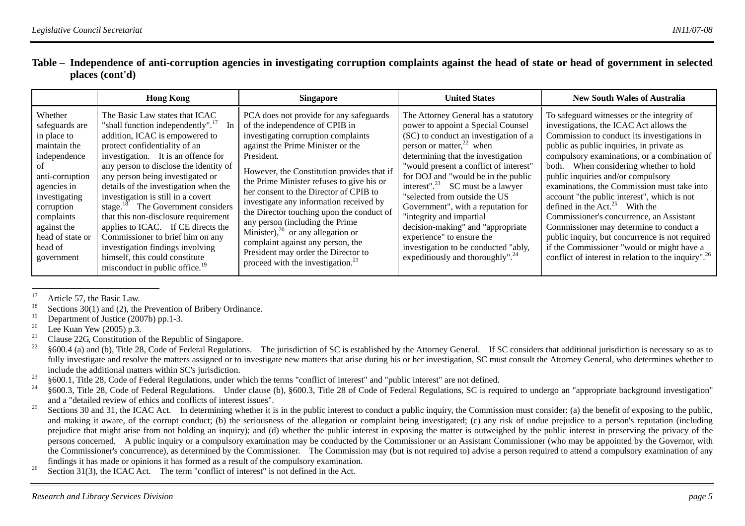**Table – Independence of anti-corruption agencies in investigating corruption complaints against the head of state or head of government in selected places (cont'd)**

| | Hong Kong | Singapore | United States | New South Wales of Australia |
|---|---|---|---|---|
| Whether safeguards are in place to maintain the independence of anti-corruption agencies in investigating corruption complaints against the head of state or head of government | The Basic Law states that ICAC "shall function independently".[17] In addition, ICAC is empowered to protect confidentiality of an investigation. It is an offence for any person to disclose the identity of any person being investigated or details of the investigation when the investigation is still in a covert stage.[18] The Government considers that this non-disclosure requirement applies to ICAC. If CE directs the Commissioner to brief him on any investigation findings involving himself, this could constitute misconduct in public office.[19] | PCA does not provide for any safeguards of the independence of CPIB in investigating corruption complaints against the Prime Minister or the President.<br><br>However, the Constitution provides that if the Prime Minister refuses to give his or her consent to the Director of CPIB to investigate any information received by the Director touching upon the conduct of any person (including the Prime Minister),[20] or any allegation or complaint against any person, the President may order the Director to proceed with the investigation.[21] | The Attorney General has a statutory power to appoint a Special Counsel (SC) to conduct an investigation of a person or matter,[22] when determining that the investigation "would present a conflict of interest" for DOJ and "would be in the public interest".[23] SC must be a lawyer "selected from outside the US Government", with a reputation for "integrity and impartial decision-making" and "appropriate experience" to ensure the investigation to be conducted "ably, expeditiously and thoroughly".[24] | To safeguard witnesses or the integrity of investigations, the ICAC Act allows the Commission to conduct its investigations in public as public inquiries, in private as compulsory examinations, or a combination of both. When considering whether to hold public inquiries and/or compulsory examinations, the Commission must take into account "the public interest", which is not defined in the Act.[25] With the Commissioner's concurrence, an Assistant Commissioner may determine to conduct a public inquiry, but concurrence is not required if the Commissioner "would or might have a conflict of interest in relation to the inquiry".[26] |

[17] Article 57, the Basic Law.

[18] Sections 30(1) and (2), the Prevention of Bribery Ordinance.

[19] Department of Justice (2007b) pp.1-3.

[20] Lee Kuan Yew (2005) p.3.

[21] Clause 22G, Constitution of the Republic of Singapore.

[22] §600.4 (a) and (b), Title 28, Code of Federal Regulations. The jurisdiction of SC is established by the Attorney General. If SC considers that additional jurisdiction is necessary so as to fully investigate and resolve the matters assigned or to investigate new matters that arise during his or her investigation, SC must consult the Attorney General, who determines whether to include the additional matters within SC's jurisdiction.

[23] §600.1, Title 28, Code of Federal Regulations, under which the terms "conflict of interest" and "public interest" are not defined.

[24] §600.3, Title 28, Code of Federal Regulations. Under clause (b), §600.3, Title 28 of Code of Federal Regulations, SC is required to undergo an "appropriate background investigation" and a "detailed review of ethics and conflicts of interest issues".

[25] Sections 30 and 31, the ICAC Act. In determining whether it is in the public interest to conduct a public inquiry, the Commission must consider: (a) the benefit of exposing to the public, and making it aware, of the corrupt conduct; (b) the seriousness of the allegation or complaint being investigated; (c) any risk of undue prejudice to a person's reputation (including prejudice that might arise from not holding an inquiry); and (d) whether the public interest in exposing the matter is outweighed by the public interest in preserving the privacy of the persons concerned. A public inquiry or a compulsory examination may be conducted by the Commissioner or an Assistant Commissioner (who may be appointed by the Governor, with the Commissioner's concurrence), as determined by the Commissioner. The Commission may (but is not required to) advise a person required to attend a compulsory examination of any findings it has made or opinions it has formed as a result of the compulsory examination.

[26] Section 31(3), the ICAC Act. The term "conflict of interest" is not defined in the Act.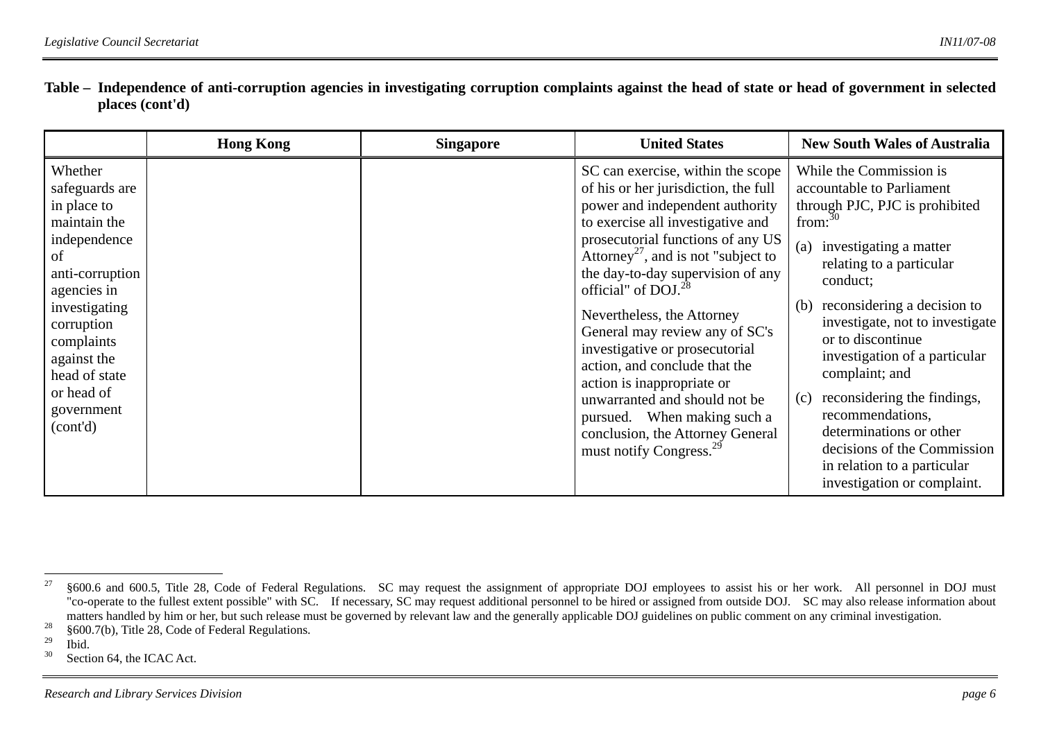**Table – Independence of anti-corruption agencies in investigating corruption complaints against the head of state or head of government in selected places (cont'd)**

| | Hong Kong | Singapore | United States | New South Wales of Australia |
|---|---|---|---|---|
| Whether safeguards are in place to maintain the independence of anti-corruption agencies in investigating corruption complaints against the head of state or head of government (cont'd) | | | SC can exercise, within the scope of his or her jurisdiction, the full power and independent authority to exercise all investigative and prosecutorial functions of any US Attorney[27], and is not "subject to the day-to-day supervision of any official" of DOJ.[28]<br><br>Nevertheless, the Attorney General may review any of SC's investigative or prosecutorial action, and conclude that the action is inappropriate or unwarranted and should not be pursued. When making such a conclusion, the Attorney General must notify Congress.[29] | While the Commission is accountable to Parliament through PJC, PJC is prohibited from:[30]<br><br>(a) investigating a matter relating to a particular conduct;<br><br>(b) reconsidering a decision to investigate, not to investigate or to discontinue investigation of a particular complaint; and<br><br>(c) reconsidering the findings, recommendations, determinations or other decisions of the Commission in relation to a particular investigation or complaint. |

[27] §600.6 and 600.5, Title 28, Code of Federal Regulations. SC may request the assignment of appropriate DOJ employees to assist his or her work. All personnel in DOJ must "co-operate to the fullest extent possible" with SC. If necessary, SC may request additional personnel to be hired or assigned from outside DOJ. SC may also release information about matters handled by him or her, but such release must be governed by relevant law and the generally applicable DOJ guidelines on public comment on any criminal investigation.

[28] §600.7(b), Title 28, Code of Federal Regulations.

[29] Ibid.

[30] Section 64, the ICAC Act.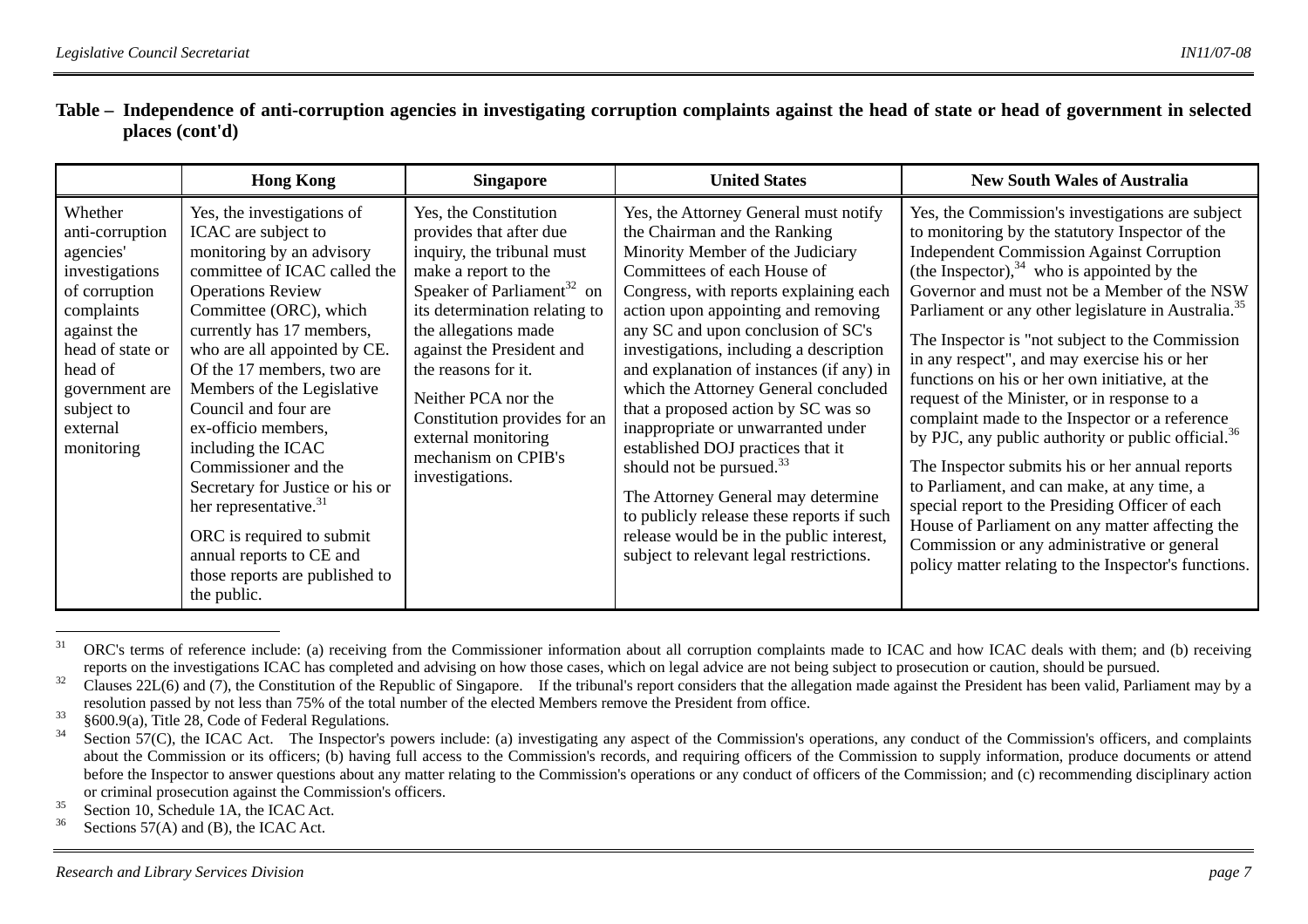**Table – Independence of anti-corruption agencies in investigating corruption complaints against the head of state or head of government in selected places (cont'd)**

| | Hong Kong | Singapore | United States | New South Wales of Australia |
|---|---|---|---|---|
| Whether anti-corruption agencies' investigations of corruption complaints against the head of state or head of government are subject to external monitoring | Yes, the investigations of ICAC are subject to monitoring by an advisory committee of ICAC called the Operations Review Committee (ORC), which currently has 17 members, who are all appointed by CE. Of the 17 members, two are Members of the Legislative Council and four are ex-officio members, including the ICAC Commissioner and the Secretary for Justice or his or her representative.[31]<br><br>ORC is required to submit annual reports to CE and those reports are published to the public. | Yes, the Constitution provides that after due inquiry, the tribunal must make a report to the Speaker of Parliament[32] on its determination relating to the allegations made against the President and the reasons for it.<br><br>Neither PCA nor the Constitution provides for an external monitoring mechanism on CPIB's investigations. | Yes, the Attorney General must notify the Chairman and the Ranking Minority Member of the Judiciary Committees of each House of Congress, with reports explaining each action upon appointing and removing any SC and upon conclusion of SC's investigations, including a description and explanation of instances (if any) in which the Attorney General concluded that a proposed action by SC was so inappropriate or unwarranted under established DOJ practices that it should not be pursued.[33]<br><br>The Attorney General may determine to publicly release these reports if such release would be in the public interest, subject to relevant legal restrictions. | Yes, the Commission's investigations are subject to monitoring by the statutory Inspector of the Independent Commission Against Corruption (the Inspector),[34] who is appointed by the Governor and must not be a Member of the NSW Parliament or any other legislature in Australia.[35]<br><br>The Inspector is "not subject to the Commission in any respect", and may exercise his or her functions on his or her own initiative, at the request of the Minister, or in response to a complaint made to the Inspector or a reference by PJC, any public authority or public official.[36]<br><br>The Inspector submits his or her annual reports to Parliament, and can make, at any time, a special report to the Presiding Officer of each House of Parliament on any matter affecting the Commission or any administrative or general policy matter relating to the Inspector's functions. |

---

[31] ORC's terms of reference include: (a) receiving from the Commissioner information about all corruption complaints made to ICAC and how ICAC deals with them; and (b) receiving reports on the investigations ICAC has completed and advising on how those cases, which on legal advice are not being subject to prosecution or caution, should be pursued.

[32] Clauses 22L(6) and (7), the Constitution of the Republic of Singapore. If the tribunal's report considers that the allegation made against the President has been valid, Parliament may by a resolution passed by not less than 75% of the total number of the elected Members remove the President from office.

[33] §600.9(a), Title 28, Code of Federal Regulations.

[34] Section 57(C), the ICAC Act. The Inspector's powers include: (a) investigating any aspect of the Commission's operations, any conduct of the Commission's officers, and complaints about the Commission or its officers; (b) having full access to the Commission's records, and requiring officers of the Commission to supply information, produce documents or attend before the Inspector to answer questions about any matter relating to the Commission's operations or any conduct of officers of the Commission; and (c) recommending disciplinary action or criminal prosecution against the Commission's officers.

[35] Section 10, Schedule 1A, the ICAC Act.

[36] Sections 57(A) and (B), the ICAC Act.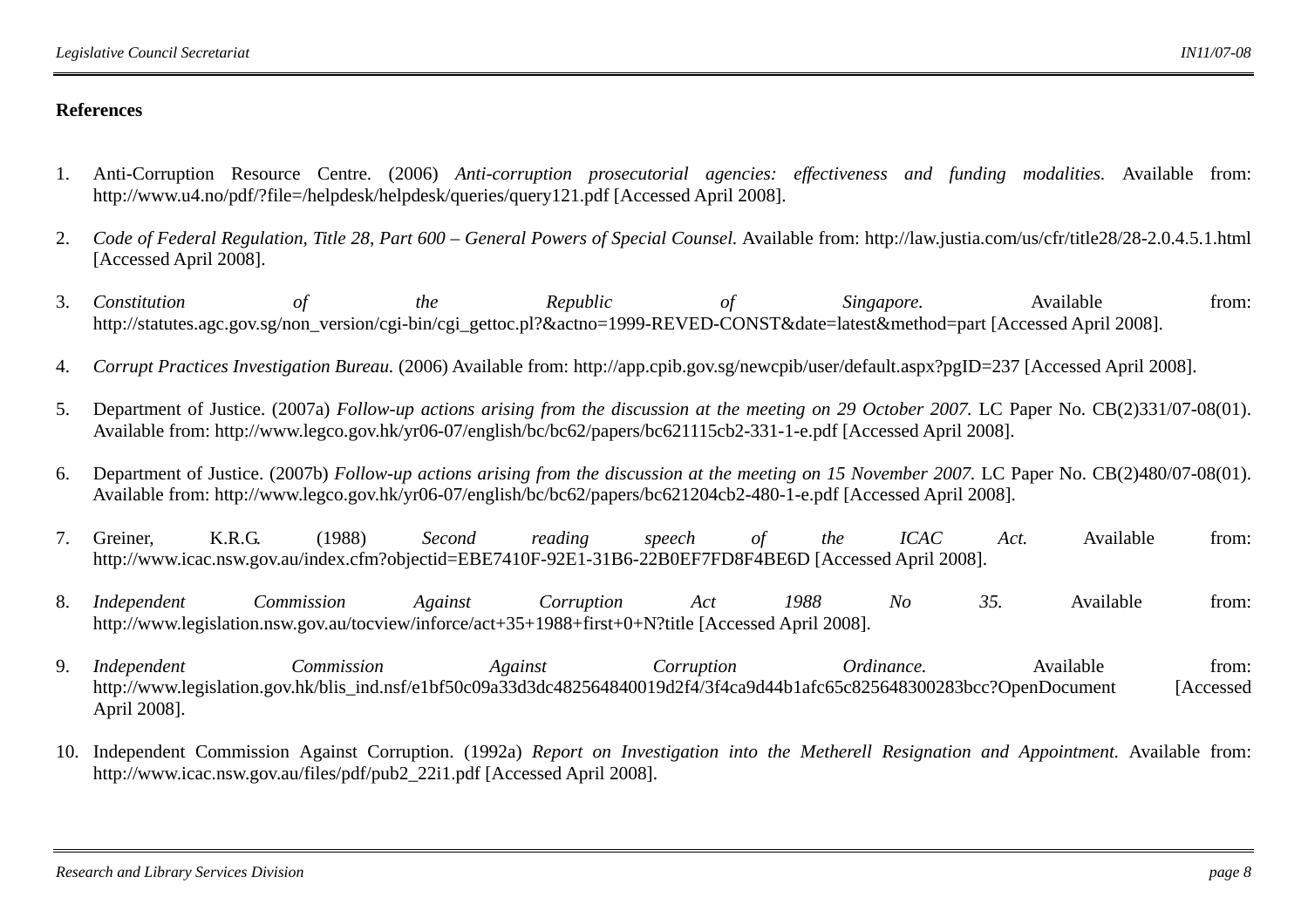**References**

1. Anti-Corruption Resource Centre. (2006) *Anti-corruption prosecutorial agencies: effectiveness and funding modalities.* Available from: http://www.u4.no/pdf/?file=/helpdesk/helpdesk/queries/query121.pdf [Accessed April 2008].

2. *Code of Federal Regulation, Title 28, Part 600 – General Powers of Special Counsel.* Available from: http://law.justia.com/us/cfr/title28/28-2.0.4.5.1.html [Accessed April 2008].

3. *Constitution of the Republic of Singapore.* Available from: http://statutes.agc.gov.sg/non_version/cgi-bin/cgi_gettoc.pl?&actno=1999-REVED-CONST&date=latest&method=part [Accessed April 2008].

4. *Corrupt Practices Investigation Bureau.* (2006) Available from: http://app.cpib.gov.sg/newcpib/user/default.aspx?pgID=237 [Accessed April 2008].

5. Department of Justice. (2007a) *Follow-up actions arising from the discussion at the meeting on 29 October 2007.* LC Paper No. CB(2)331/07-08(01). Available from: http://www.legco.gov.hk/yr06-07/english/bc/bc62/papers/bc621115cb2-331-1-e.pdf [Accessed April 2008].

6. Department of Justice. (2007b) *Follow-up actions arising from the discussion at the meeting on 15 November 2007.* LC Paper No. CB(2)480/07-08(01). Available from: http://www.legco.gov.hk/yr06-07/english/bc/bc62/papers/bc621204cb2-480-1-e.pdf [Accessed April 2008].

7. Greiner, K.R.G. (1988) *Second reading speech of the ICAC Act.* Available from: http://www.icac.nsw.gov.au/index.cfm?objectid=EBE7410F-92E1-31B6-22B0EF7FD8F4BE6D [Accessed April 2008].

8. *Independent Commission Against Corruption Act 1988 No 35.* Available from: http://www.legislation.nsw.gov.au/tocview/inforce/act+35+1988+first+0+N?title [Accessed April 2008].

9. *Independent Commission Against Corruption Ordinance.* Available from: http://www.legislation.gov.hk/blis_ind.nsf/e1bf50c09a33d3dc482564840019d2f4/3f4ca9d44b1afc65c825648300283bcc?OpenDocument [Accessed April 2008].

10. Independent Commission Against Corruption. (1992a) *Report on Investigation into the Metherell Resignation and Appointment.* Available from: http://www.icac.nsw.gov.au/files/pdf/pub2_22i1.pdf [Accessed April 2008].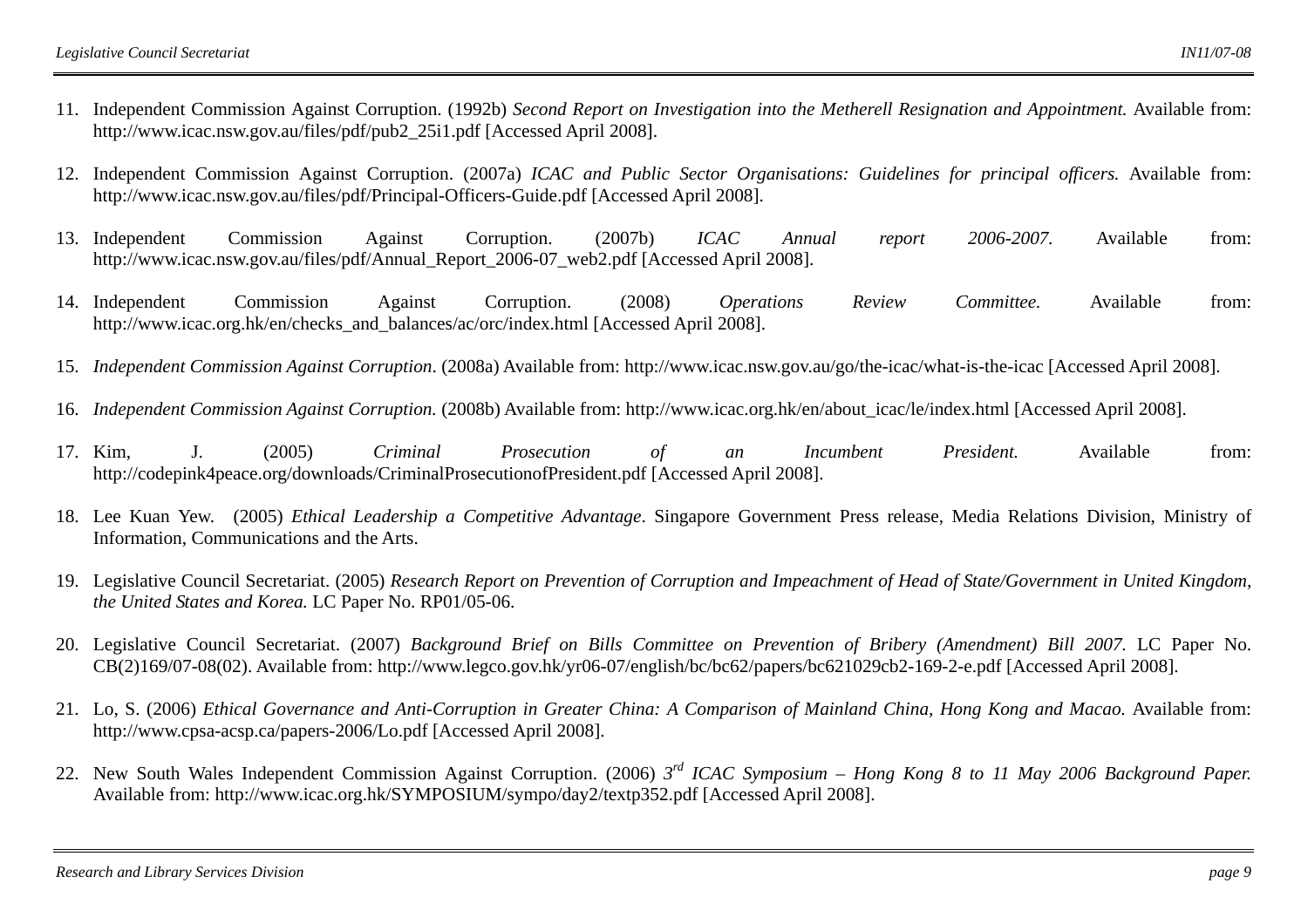11. Independent Commission Against Corruption. (1992b) *Second Report on Investigation into the Metherell Resignation and Appointment.* Available from: http://www.icac.nsw.gov.au/files/pdf/pub2_25i1.pdf [Accessed April 2008].

12. Independent Commission Against Corruption. (2007a) *ICAC and Public Sector Organisations: Guidelines for principal officers.* Available from: http://www.icac.nsw.gov.au/files/pdf/Principal-Officers-Guide.pdf [Accessed April 2008].

13. Independent Commission Against Corruption. (2007b) *ICAC Annual report 2006-2007.* Available from: http://www.icac.nsw.gov.au/files/pdf/Annual_Report_2006-07_web2.pdf [Accessed April 2008].

14. Independent Commission Against Corruption. (2008) *Operations Review Committee.* Available from: http://www.icac.org.hk/en/checks_and_balances/ac/orc/index.html [Accessed April 2008].

15. *Independent Commission Against Corruption*. (2008a) Available from: http://www.icac.nsw.gov.au/go/the-icac/what-is-the-icac [Accessed April 2008].

16. *Independent Commission Against Corruption.* (2008b) Available from: http://www.icac.org.hk/en/about_icac/le/index.html [Accessed April 2008].

17. Kim, J. (2005) *Criminal Prosecution of an Incumbent President.* Available from: http://codepink4peace.org/downloads/CriminalProsecutionofPresident.pdf [Accessed April 2008].

18. Lee Kuan Yew. (2005) *Ethical Leadership a Competitive Advantage*. Singapore Government Press release, Media Relations Division, Ministry of Information, Communications and the Arts.

19. Legislative Council Secretariat. (2005) *Research Report on Prevention of Corruption and Impeachment of Head of State/Government in United Kingdom, the United States and Korea.* LC Paper No. RP01/05-06.

20. Legislative Council Secretariat. (2007) *Background Brief on Bills Committee on Prevention of Bribery (Amendment) Bill 2007*. LC Paper No. CB(2)169/07-08(02). Available from: http://www.legco.gov.hk/yr06-07/english/bc/bc62/papers/bc621029cb2-169-2-e.pdf [Accessed April 2008].

21. Lo, S. (2006) *Ethical Governance and Anti-Corruption in Greater China: A Comparison of Mainland China, Hong Kong and Macao.* Available from: http://www.cpsa-acsp.ca/papers-2006/Lo.pdf [Accessed April 2008].

22. New South Wales Independent Commission Against Corruption. (2006) *3rd ICAC Symposium – Hong Kong 8 to 11 May 2006 Background Paper.* Available from: http://www.icac.org.hk/SYMPOSIUM/sympo/day2/textp352.pdf [Accessed April 2008].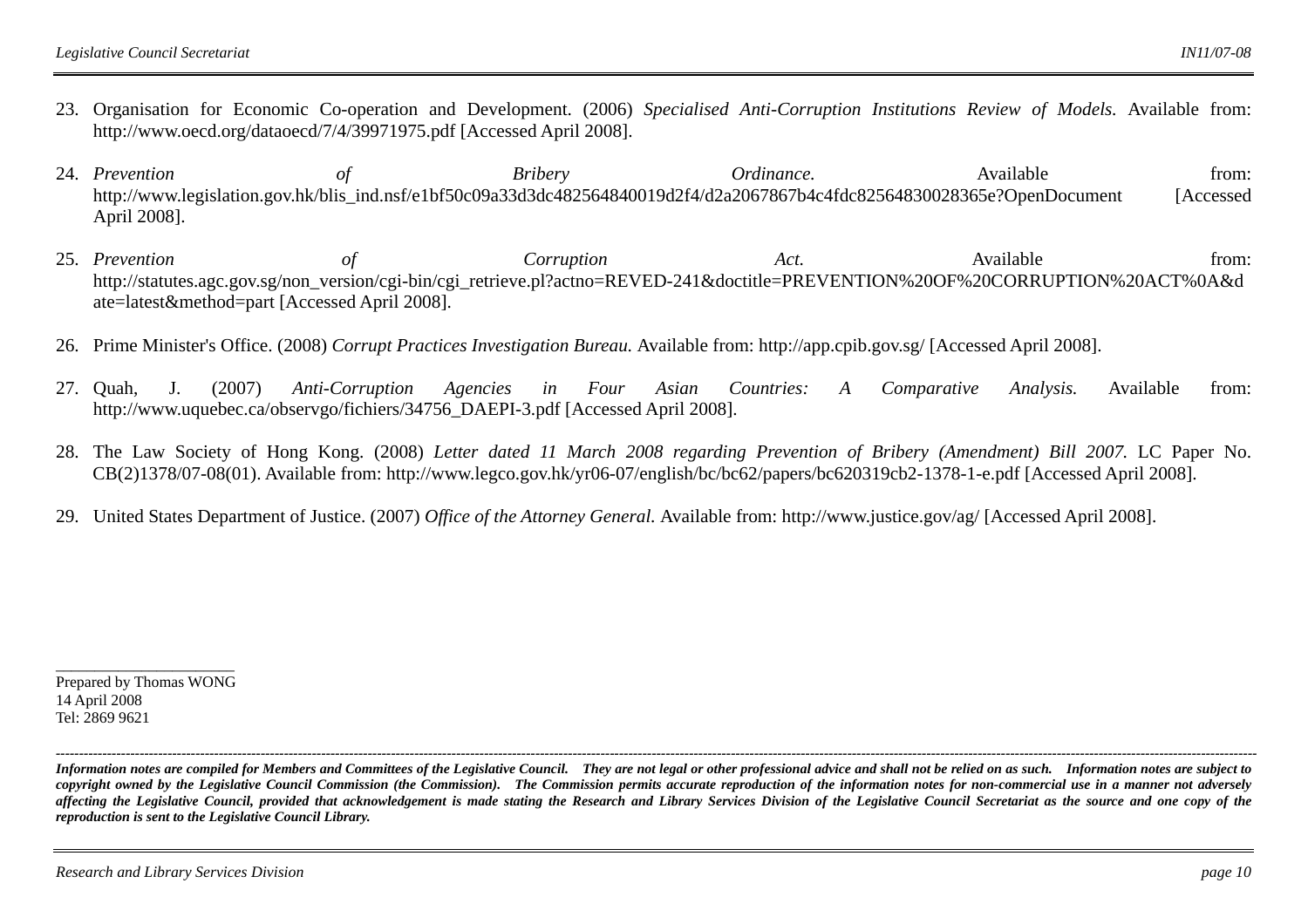23. Organisation for Economic Co-operation and Development. (2006) *Specialised Anti-Corruption Institutions Review of Models.* Available from: http://www.oecd.org/dataoecd/7/4/39971975.pdf [Accessed April 2008].

24. *Prevention of Bribery Ordinance.* Available from: http://www.legislation.gov.hk/blis_ind.nsf/e1bf50c09a33d3dc482564840019d2f4/d2a2067867b4c4fdc82564830028365e?OpenDocument [Accessed April 2008].

25. *Prevention of Corruption Act.* Available from: http://statutes.agc.gov.sg/non_version/cgi-bin/cgi_retrieve.pl?actno=REVED-241&doctitle=PREVENTION%20OF%20CORRUPTION%20ACT%0A&date=latest&method=part [Accessed April 2008].

26. Prime Minister's Office. (2008) *Corrupt Practices Investigation Bureau.* Available from: http://app.cpib.gov.sg/ [Accessed April 2008].

27. Quah, J. (2007) *Anti-Corruption Agencies in Four Asian Countries: A Comparative Analysis.* Available from: http://www.uquebec.ca/observgo/fichiers/34756_DAEPI-3.pdf [Accessed April 2008].

28. The Law Society of Hong Kong. (2008) *Letter dated 11 March 2008 regarding Prevention of Bribery (Amendment) Bill 2007.* LC Paper No. CB(2)1378/07-08(01). Available from: http://www.legco.gov.hk/yr06-07/english/bc/bc62/papers/bc620319cb2-1378-1-e.pdf [Accessed April 2008].

29. United States Department of Justice. (2007) *Office of the Attorney General.* Available from: http://www.justice.gov/ag/ [Accessed April 2008].

---

Prepared by Thomas WONG
14 April 2008
Tel: 2869 9621

---

***Information notes are compiled for Members and Committees of the Legislative Council. They are not legal or other professional advice and shall not be relied on as such. Information notes are subject to copyright owned by the Legislative Council Commission (the Commission). The Commission permits accurate reproduction of the information notes for non-commercial use in a manner not adversely affecting the Legislative Council, provided that acknowledgement is made stating the Research and Library Services Division of the Legislative Council Secretariat as the source and one copy of the reproduction is sent to the Legislative Council Library.***